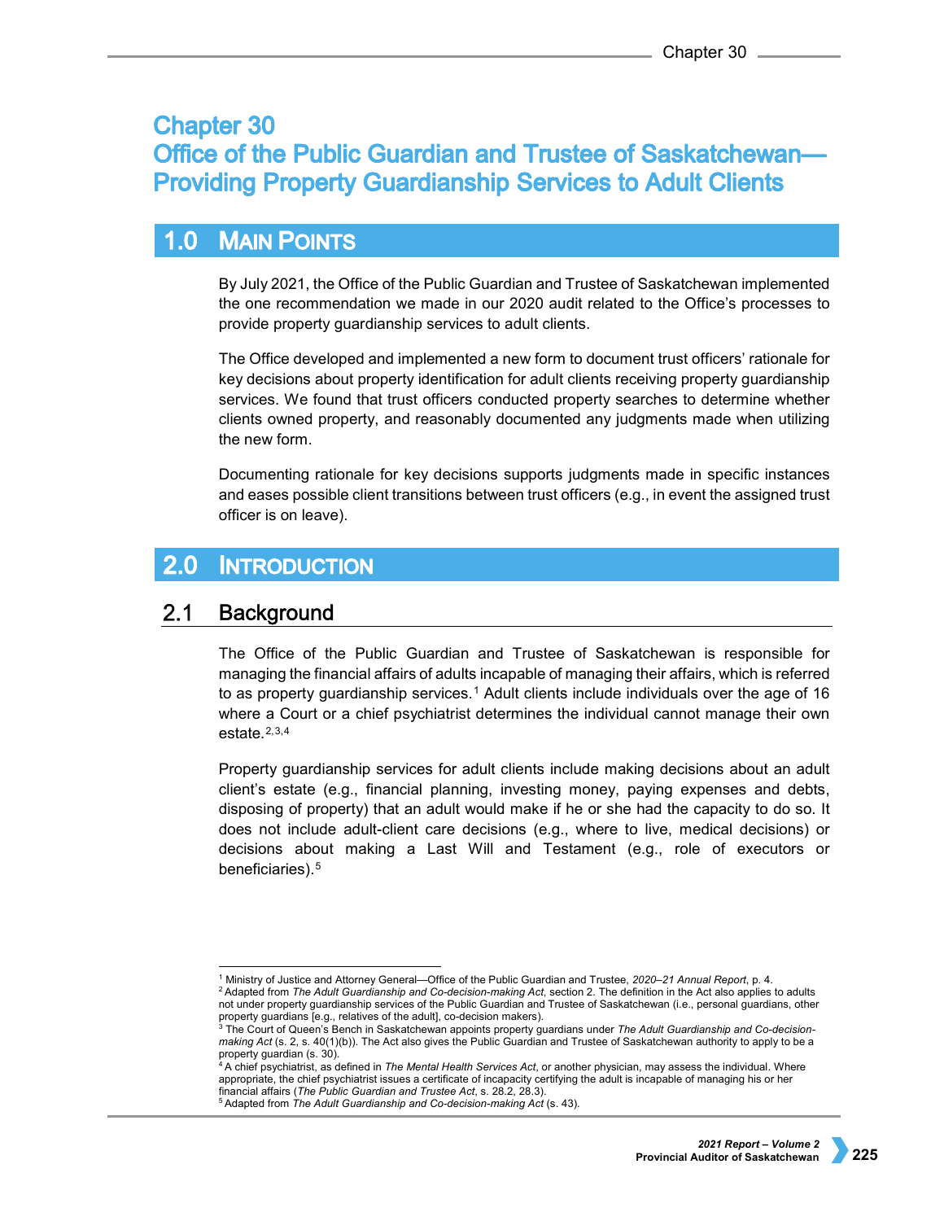# Chapter 30
# Office of the Public Guardian and Trustee of Saskatchewan—Providing Property Guardianship Services to Adult Clients

## 1.0 Main Points

By July 2021, the Office of the Public Guardian and Trustee of Saskatchewan implemented the one recommendation we made in our 2020 audit related to the Office's processes to provide property guardianship services to adult clients.

The Office developed and implemented a new form to document trust officers' rationale for key decisions about property identification for adult clients receiving property guardianship services. We found that trust officers conducted property searches to determine whether clients owned property, and reasonably documented any judgments made when utilizing the new form.

Documenting rationale for key decisions supports judgments made in specific instances and eases possible client transitions between trust officers (e.g., in event the assigned trust officer is on leave).

## 2.0 Introduction

### 2.1 Background

The Office of the Public Guardian and Trustee of Saskatchewan is responsible for managing the financial affairs of adults incapable of managing their affairs, which is referred to as property guardianship services.[1] Adult clients include individuals over the age of 16 where a Court or a chief psychiatrist determines the individual cannot manage their own estate.[2,3,4]

Property guardianship services for adult clients include making decisions about an adult client's estate (e.g., financial planning, investing money, paying expenses and debts, disposing of property) that an adult would make if he or she had the capacity to do so. It does not include adult-client care decisions (e.g., where to live, medical decisions) or decisions about making a Last Will and Testament (e.g., role of executors or beneficiaries).[5]

---

[1] Ministry of Justice and Attorney General—Office of the Public Guardian and Trustee, *2020–21 Annual Report*, p. 4.

[2] Adapted from *The Adult Guardianship and Co-decision-making Act*, section 2. The definition in the Act also applies to adults not under property guardianship services of the Public Guardian and Trustee of Saskatchewan (i.e., personal guardians, other property guardians [e.g., relatives of the adult], co-decision makers).

[3] The Court of Queen's Bench in Saskatchewan appoints property guardians under *The Adult Guardianship and Co-decision-making Act* (s. 2, s. 40(1)(b)). The Act also gives the Public Guardian and Trustee of Saskatchewan authority to apply to be a property guardian (s. 30).

[4] A chief psychiatrist, as defined in *The Mental Health Services Act*, or another physician, may assess the individual. Where appropriate, the chief psychiatrist issues a certificate of incapacity certifying the adult is incapable of managing his or her financial affairs (*The Public Guardian and Trustee Act*, s. 28.2, 28.3).

[5] Adapted from *The Adult Guardianship and Co-decision-making Act* (s. 43).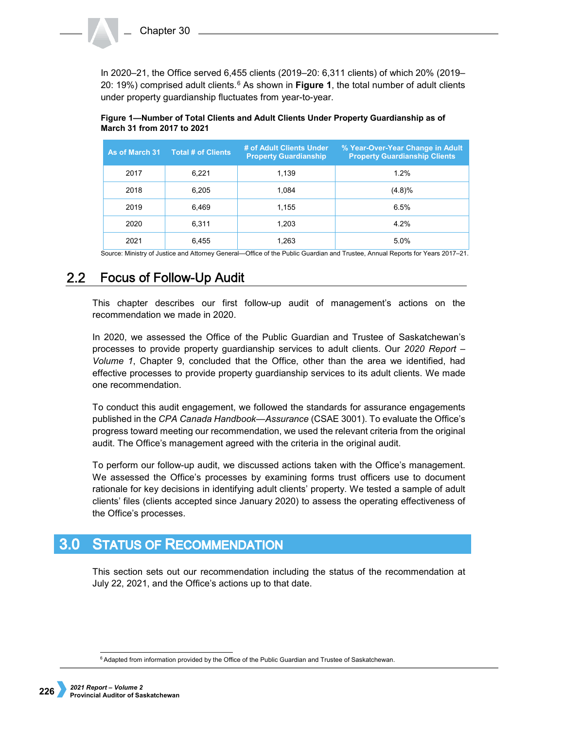In 2020–21, the Office served 6,455 clients (2019–20: 6,311 clients) of which 20% (2019–20: 19%) comprised adult clients.[6] As shown in **Figure 1**, the total number of adult clients under property guardianship fluctuates from year-to-year.

**Figure 1—Number of Total Clients and Adult Clients Under Property Guardianship as of March 31 from 2017 to 2021**

| As of March 31 | Total # of Clients | # of Adult Clients Under Property Guardianship | % Year-Over-Year Change in Adult Property Guardianship Clients |
|---|---|---|---|
| 2017 | 6,221 | 1,139 | 1.2% |
| 2018 | 6,205 | 1,084 | (4.8)% |
| 2019 | 6,469 | 1,155 | 6.5% |
| 2020 | 6,311 | 1,203 | 4.2% |
| 2021 | 6,455 | 1,263 | 5.0% |

Source: Ministry of Justice and Attorney General—Office of the Public Guardian and Trustee, Annual Reports for Years 2017–21.

## 2.2 Focus of Follow-Up Audit

This chapter describes our first follow-up audit of management's actions on the recommendation we made in 2020.

In 2020, we assessed the Office of the Public Guardian and Trustee of Saskatchewan's processes to provide property guardianship services to adult clients. Our *2020 Report – Volume 1*, Chapter 9, concluded that the Office, other than the area we identified, had effective processes to provide property guardianship services to its adult clients. We made one recommendation.

To conduct this audit engagement, we followed the standards for assurance engagements published in the *CPA Canada Handbook—Assurance* (CSAE 3001). To evaluate the Office's progress toward meeting our recommendation, we used the relevant criteria from the original audit. The Office's management agreed with the criteria in the original audit.

To perform our follow-up audit, we discussed actions taken with the Office's management. We assessed the Office's processes by examining forms trust officers use to document rationale for key decisions in identifying adult clients' property. We tested a sample of adult clients' files (clients accepted since January 2020) to assess the operating effectiveness of the Office's processes.

# 3.0 Status of Recommendation

This section sets out our recommendation including the status of the recommendation at July 22, 2021, and the Office's actions up to that date.

[6] Adapted from information provided by the Office of the Public Guardian and Trustee of Saskatchewan.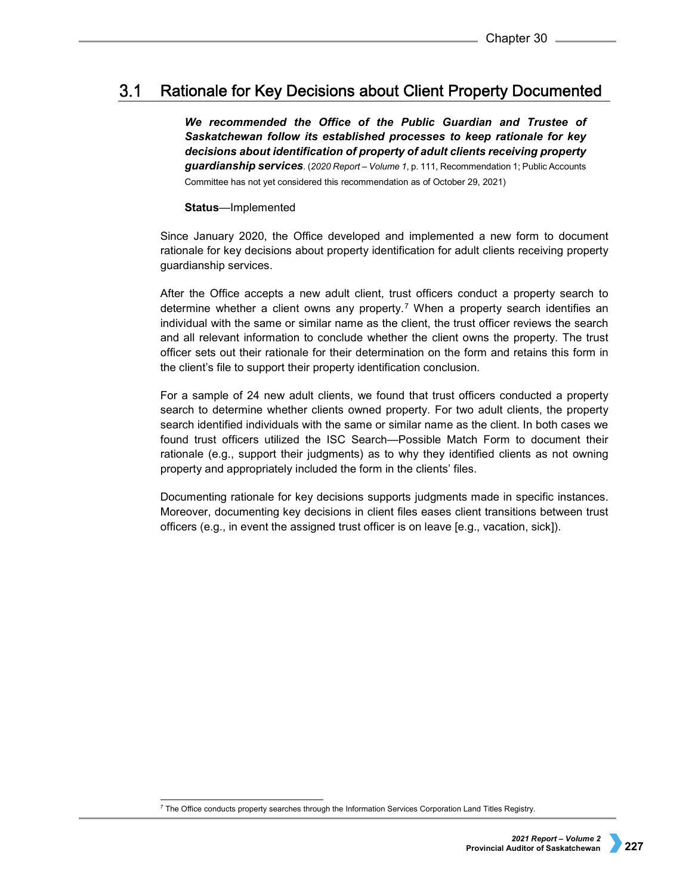## 3.1 Rationale for Key Decisions about Client Property Documented

***We recommended the Office of the Public Guardian and Trustee of Saskatchewan follow its established processes to keep rationale for key decisions about identification of property of adult clients receiving property guardianship services***. (*2020 Report – Volume 1*, p. 111, Recommendation 1; Public Accounts Committee has not yet considered this recommendation as of October 29, 2021)

**Status**—Implemented

Since January 2020, the Office developed and implemented a new form to document rationale for key decisions about property identification for adult clients receiving property guardianship services.

After the Office accepts a new adult client, trust officers conduct a property search to determine whether a client owns any property.[7] When a property search identifies an individual with the same or similar name as the client, the trust officer reviews the search and all relevant information to conclude whether the client owns the property. The trust officer sets out their rationale for their determination on the form and retains this form in the client's file to support their property identification conclusion.

For a sample of 24 new adult clients, we found that trust officers conducted a property search to determine whether clients owned property. For two adult clients, the property search identified individuals with the same or similar name as the client. In both cases we found trust officers utilized the ISC Search—Possible Match Form to document their rationale (e.g., support their judgments) as to why they identified clients as not owning property and appropriately included the form in the clients' files.

Documenting rationale for key decisions supports judgments made in specific instances. Moreover, documenting key decisions in client files eases client transitions between trust officers (e.g., in event the assigned trust officer is on leave [e.g., vacation, sick]).

[7] The Office conducts property searches through the Information Services Corporation Land Titles Registry.